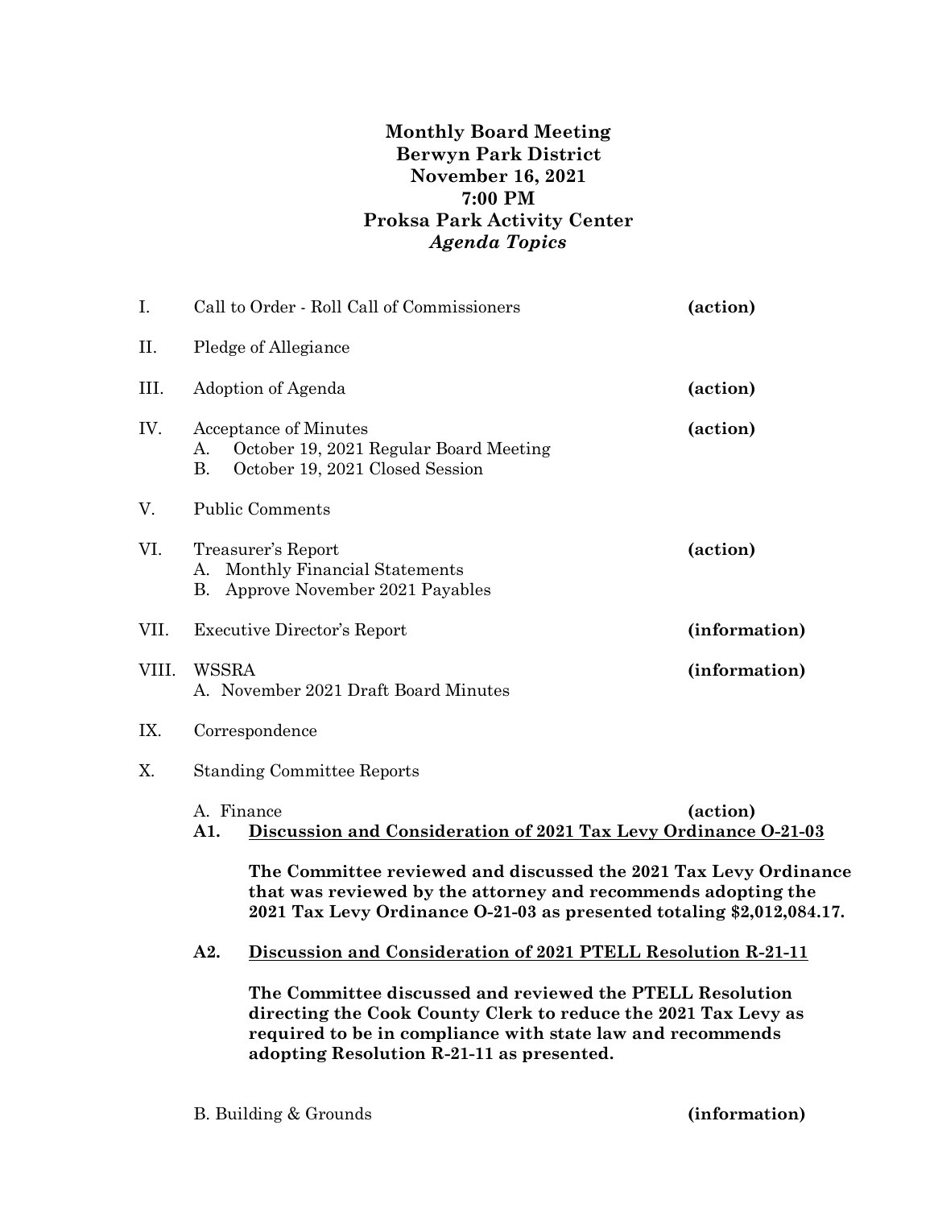**Monthly Board Meeting**
**Berwyn Park District**
**November 16, 2021**
**7:00 PM**
**Proksa Park Activity Center**
***Agenda Topics***

I. Call to Order - Roll Call of Commissioners **(action)**

II. Pledge of Allegiance

III. Adoption of Agenda **(action)**

IV. Acceptance of Minutes **(action)**
   A. October 19, 2021 Regular Board Meeting
   B. October 19, 2021 Closed Session

V. Public Comments

VI. Treasurer's Report **(action)**
   A. Monthly Financial Statements
   B. Approve November 2021 Payables

VII. Executive Director's Report **(information)**

VIII. WSSRA **(information)**
   A. November 2021 Draft Board Minutes

IX. Correspondence

X. Standing Committee Reports

   A. Finance **(action)**

   **A1. <u>Discussion and Consideration of 2021 Tax Levy Ordinance O-21-03</u>**

   **The Committee reviewed and discussed the 2021 Tax Levy Ordinance that was reviewed by the attorney and recommends adopting the 2021 Tax Levy Ordinance O-21-03 as presented totaling $2,012,084.17.**

   **A2. <u>Discussion and Consideration of 2021 PTELL Resolution R-21-11</u>**

   **The Committee discussed and reviewed the PTELL Resolution directing the Cook County Clerk to reduce the 2021 Tax Levy as required to be in compliance with state law and recommends adopting Resolution R-21-11 as presented.**

   B. Building & Grounds **(information)**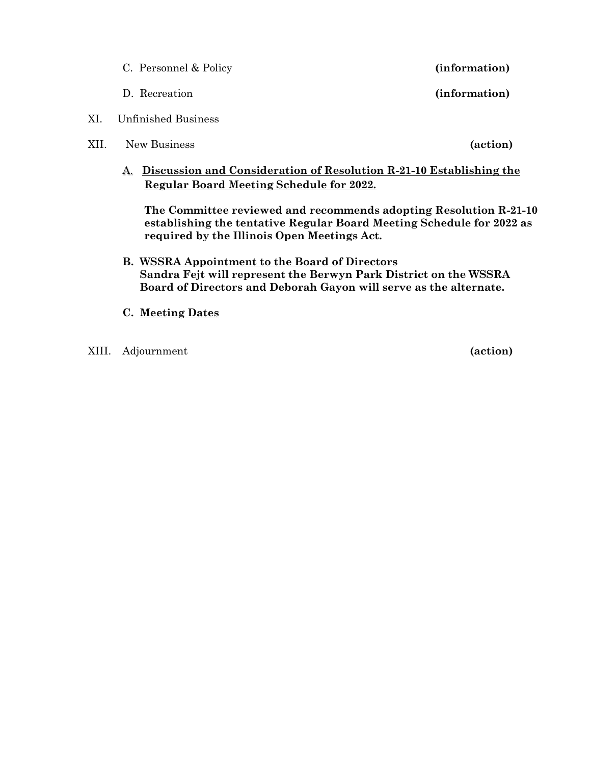C. Personnel & Policy **(information)**

D. Recreation **(information)**

XI. Unfinished Business

XII. New Business **(action)**

**A. <u>Discussion and Consideration of Resolution R-21-10 Establishing the Regular Board Meeting Schedule for 2022.</u>**

**The Committee reviewed and recommends adopting Resolution R-21-10 establishing the tentative Regular Board Meeting Schedule for 2022 as required by the Illinois Open Meetings Act.**

**B. <u>WSSRA Appointment to the Board of Directors</u>**
**Sandra Fejt will represent the Berwyn Park District on the WSSRA Board of Directors and Deborah Gayon will serve as the alternate.**

**C. <u>Meeting Dates</u>**

XIII. Adjournment **(action)**